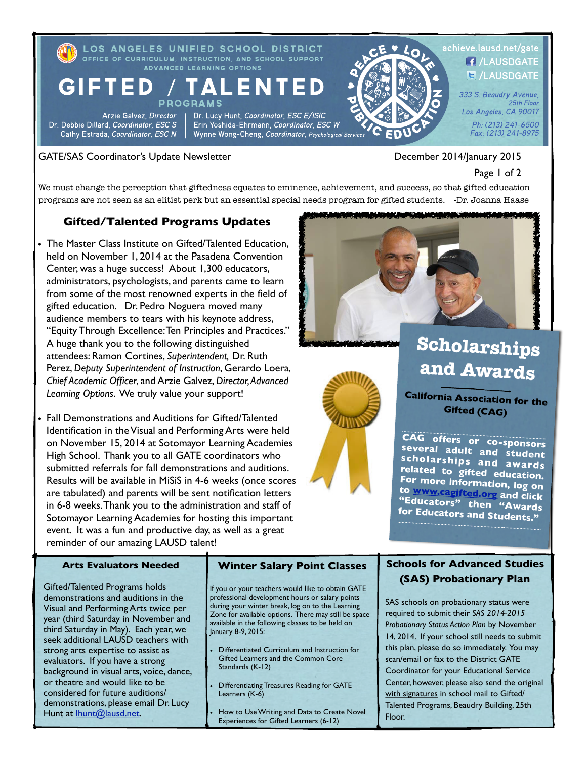LOS ANGELES UNIFIED SCHOOL DISTRICT
OFFICE OF CURRICULUM, INSTRUCTION, AND SCHOOL SUPPORT
ADVANCED LEARNING OPTIONS

# GIFTED / TALENTED PROGRAMS

Arzie Galvez, *Director*
Dr. Debbie Dillard, *Coordinator, ESC S*
Cathy Estrada, *Coordinator, ESC N*

Dr. Lucy Hunt, *Coordinator, ESC E/ISIC*
Erin Yoshida-Ehrmann, *Coordinator, ESC W*
Wynne Wong-Cheng, *Coordinator, Psychological Services*

PEACE ♥ LOVE ♥ PUBLIC EDUCATION

achieve.lausd.net/gate
/LAUSDGATE
/LAUSDGATE

*333 S. Beaudry Avenue, 25th Floor*
*Los Angeles, CA 90017*
*Ph: (213) 241-6500*
*Fax: (213) 241-8975*

GATE/SAS Coordinator's Update Newsletter

December 2014/January 2015

We must change the perception that giftedness equates to eminence, achievement, and success, so that gifted education programs are not seen as an elitist perk but an essential special needs program for gifted students. -Dr. Joanna Haase

## Gifted/Talented Programs Updates

- The Master Class Institute on Gifted/Talented Education, held on November 1, 2014 at the Pasadena Convention Center, was a huge success! About 1,300 educators, administrators, psychologists, and parents came to learn from some of the most renowned experts in the field of gifted education. Dr. Pedro Noguera moved many audience members to tears with his keynote address, "Equity Through Excellence: Ten Principles and Practices." A huge thank you to the following distinguished attendees: Ramon Cortines, *Superintendent,* Dr. Ruth Perez, *Deputy Superintendent of Instruction*, Gerardo Loera, *Chief Academic Officer*, and Arzie Galvez, *Director, Advanced Learning Options*. We truly value your support!

- Fall Demonstrations and Auditions for Gifted/Talented Identification in the Visual and Performing Arts were held on November 15, 2014 at Sotomayor Learning Academies High School. Thank you to all GATE coordinators who submitted referrals for fall demonstrations and auditions. Results will be available in MiSiS in 4-6 weeks (once scores are tabulated) and parents will be sent notification letters in 6-8 weeks. Thank you to the administration and staff of Sotomayor Learning Academies for hosting this important event. It was a fun and productive day, as well as a great reminder of our amazing LAUSD talent!

## Scholarships and Awards

### California Association for the Gifted (CAG)

CAG offers or co-sponsors several adult and student scholarships and awards related to gifted education. For more information, log on to www.cagifted.org and click "Educators" then "Awards for Educators and Students."

### Arts Evaluators Needed

Gifted/Talented Programs holds demonstrations and auditions in the Visual and Performing Arts twice per year (third Saturday in November and third Saturday in May). Each year, we seek additional LAUSD teachers with strong arts expertise to assist as evaluators. If you have a strong background in visual arts, voice, dance, or theatre and would like to be considered for future auditions/ demonstrations, please email Dr. Lucy Hunt at lhunt@lausd.net.

### Winter Salary Point Classes

If you or your teachers would like to obtain GATE professional development hours or salary points during your winter break, log on to the Learning Zone for available options. There may still be space available in the following classes to be held on January 8-9, 2015:

- Differentiated Curriculum and Instruction for Gifted Learners and the Common Core Standards (K-12)
- Differentiating Treasures Reading for GATE Learners (K-6)
- How to Use Writing and Data to Create Novel Experiences for Gifted Learners (6-12)

### Schools for Advanced Studies (SAS) Probationary Plan

SAS schools on probationary status were required to submit their *SAS 2014-2015 Probationary Status Action Plan* by November 14, 2014. If your school still needs to submit this plan, please do so immediately. You may scan/email or fax to the District GATE Coordinator for your Educational Service Center, however, please also send the original with signatures in school mail to Gifted/ Talented Programs, Beaudry Building, 25th Floor.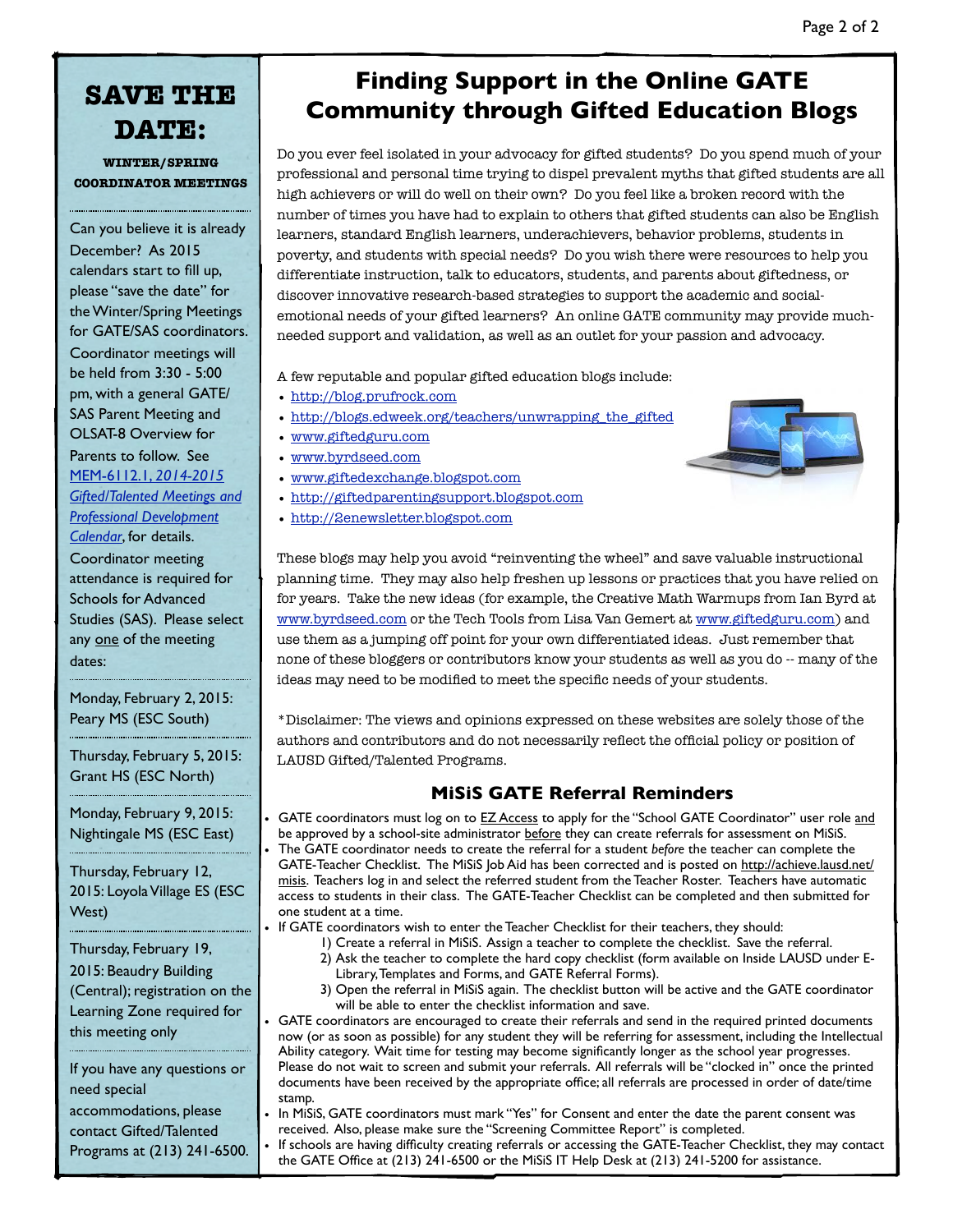# SAVE THE DATE:

**WINTER/SPRING COORDINATOR MEETINGS**

Can you believe it is already December? As 2015 calendars start to fill up, please "save the date" for the Winter/Spring Meetings for GATE/SAS coordinators. Coordinator meetings will be held from 3:30 - 5:00 pm, with a general GATE/SAS Parent Meeting and OLSAT-8 Overview for Parents to follow. See MEM-6112.1, *2014-2015 Gifted/Talented Meetings and Professional Development Calendar*, for details. Coordinator meeting attendance is required for Schools for Advanced Studies (SAS). Please select any one of the meeting dates:

Monday, February 2, 2015: Peary MS (ESC South)

Thursday, February 5, 2015: Grant HS (ESC North)

Monday, February 9, 2015: Nightingale MS (ESC East)

Thursday, February 12, 2015: Loyola Village ES (ESC West)

Thursday, February 19, 2015: Beaudry Building (Central); registration on the Learning Zone required for this meeting only

If you have any questions or need special accommodations, please contact Gifted/Talented Programs at (213) 241-6500.

# Finding Support in the Online GATE Community through Gifted Education Blogs

Do you ever feel isolated in your advocacy for gifted students? Do you spend much of your professional and personal time trying to dispel prevalent myths that gifted students are all high achievers or will do well on their own? Do you feel like a broken record with the number of times you have had to explain to others that gifted students can also be English learners, standard English learners, underachievers, behavior problems, students in poverty, and students with special needs? Do you wish there were resources to help you differentiate instruction, talk to educators, students, and parents about giftedness, or discover innovative research-based strategies to support the academic and social-emotional needs of your gifted learners? An online GATE community may provide much-needed support and validation, as well as an outlet for your passion and advocacy.

A few reputable and popular gifted education blogs include:

- http://blog.prufrock.com
- http://blogs.edweek.org/teachers/unwrapping_the_gifted
- www.giftedguru.com
- www.byrdseed.com
- www.giftedexchange.blogspot.com
- http://giftedparentingsupport.blogspot.com
- http://2enewsletter.blogspot.com

These blogs may help you avoid "reinventing the wheel" and save valuable instructional planning time. They may also help freshen up lessons or practices that you have relied on for years. Take the new ideas (for example, the Creative Math Warmups from Ian Byrd at www.byrdseed.com or the Tech Tools from Lisa Van Gemert at www.giftedguru.com) and use them as a jumping off point for your own differentiated ideas. Just remember that none of these bloggers or contributors know your students as well as you do -- many of the ideas may need to be modified to meet the specific needs of your students.

*Disclaimer: The views and opinions expressed on these websites are solely those of the authors and contributors and do not necessarily reflect the official policy or position of LAUSD Gifted/Talented Programs.

## MiSiS GATE Referral Reminders

- GATE coordinators must log on to EZ Access to apply for the "School GATE Coordinator" user role and be approved by a school-site administrator before they can create referrals for assessment on MiSiS.
- The GATE coordinator needs to create the referral for a student *before* the teacher can complete the GATE-Teacher Checklist. The MiSiS Job Aid has been corrected and is posted on http://achieve.lausd.net/misis. Teachers log in and select the referred student from the Teacher Roster. Teachers have automatic access to students in their class. The GATE-Teacher Checklist can be completed and then submitted for one student at a time.
- If GATE coordinators wish to enter the Teacher Checklist for their teachers, they should:
  1) Create a referral in MiSiS. Assign a teacher to complete the checklist. Save the referral.
  2) Ask the teacher to complete the hard copy checklist (form available on Inside LAUSD under E-Library, Templates and Forms, and GATE Referral Forms).
  3) Open the referral in MiSiS again. The checklist button will be active and the GATE coordinator will be able to enter the checklist information and save.
- GATE coordinators are encouraged to create their referrals and send in the required printed documents now (or as soon as possible) for any student they will be referring for assessment, including the Intellectual Ability category. Wait time for testing may become significantly longer as the school year progresses. Please do not wait to screen and submit your referrals. All referrals will be "clocked in" once the printed documents have been received by the appropriate office; all referrals are processed in order of date/time stamp.
- In MiSiS, GATE coordinators must mark "Yes" for Consent and enter the date the parent consent was received. Also, please make sure the "Screening Committee Report" is completed.
- If schools are having difficulty creating referrals or accessing the GATE-Teacher Checklist, they may contact the GATE Office at (213) 241-6500 or the MiSiS IT Help Desk at (213) 241-5200 for assistance.